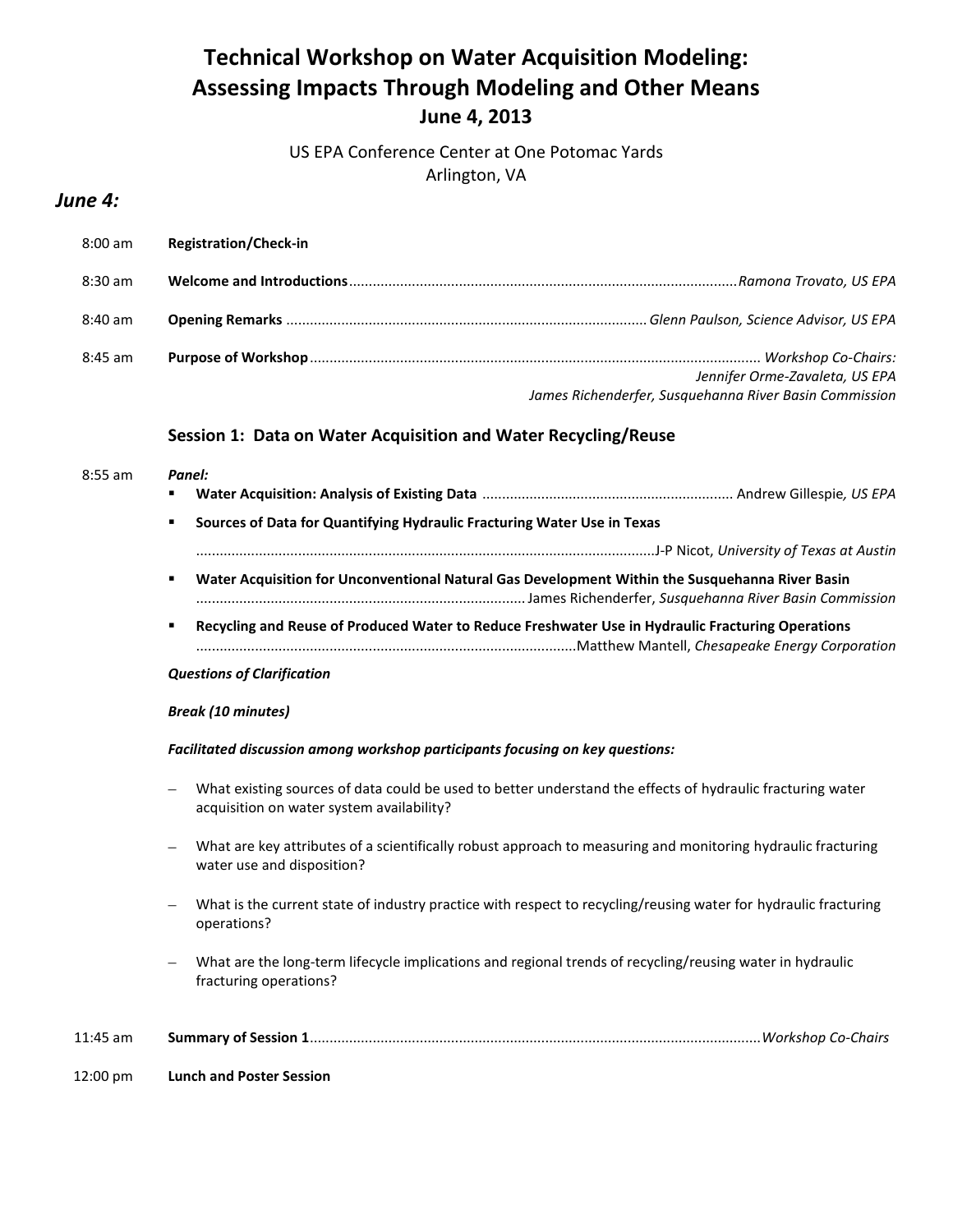# Technical Workshop on Water Acquisition Modeling: Assessing Impacts Through Modeling and Other Means

## June 4, 2013

US EPA Conference Center at One Potomac Yards
Arlington, VA

## *June 4:*

8:00 am **Registration/Check-in**

8:30 am **Welcome and Introductions**........................................................................................ *Ramona Trovato, US EPA*

8:40 am **Opening Remarks** ........................................................................................ *Glenn Paulson, Science Advisor, US EPA*

8:45 am **Purpose of Workshop**........................................................................................ *Workshop Co-Chairs:*
*Jennifer Orme-Zavaleta, US EPA*
*James Richenderfer, Susquehanna River Basin Commission*

### Session 1: Data on Water Acquisition and Water Recycling/Reuse

8:55 am *Panel:*

- **Water Acquisition: Analysis of Existing Data** ........................................................ Andrew Gillespie*, US EPA*
- **Sources of Data for Quantifying Hydraulic Fracturing Water Use in Texas**
  ........................................................................................ J-P Nicot, *University of Texas at Austin*
- **Water Acquisition for Unconventional Natural Gas Development Within the Susquehanna River Basin**
  ........................................................................................ James Richenderfer, *Susquehanna River Basin Commission*
- **Recycling and Reuse of Produced Water to Reduce Freshwater Use in Hydraulic Fracturing Operations**
  ........................................................................................ Matthew Mantell, *Chesapeake Energy Corporation*

***Questions of Clarification***

***Break (10 minutes)***

***Facilitated discussion among workshop participants focusing on key questions:***

- What existing sources of data could be used to better understand the effects of hydraulic fracturing water acquisition on water system availability?
- What are key attributes of a scientifically robust approach to measuring and monitoring hydraulic fracturing water use and disposition?
- What is the current state of industry practice with respect to recycling/reusing water for hydraulic fracturing operations?
- What are the long-term lifecycle implications and regional trends of recycling/reusing water in hydraulic fracturing operations?

11:45 am **Summary of Session 1**........................................................................................ *Workshop Co-Chairs*

12:00 pm **Lunch and Poster Session**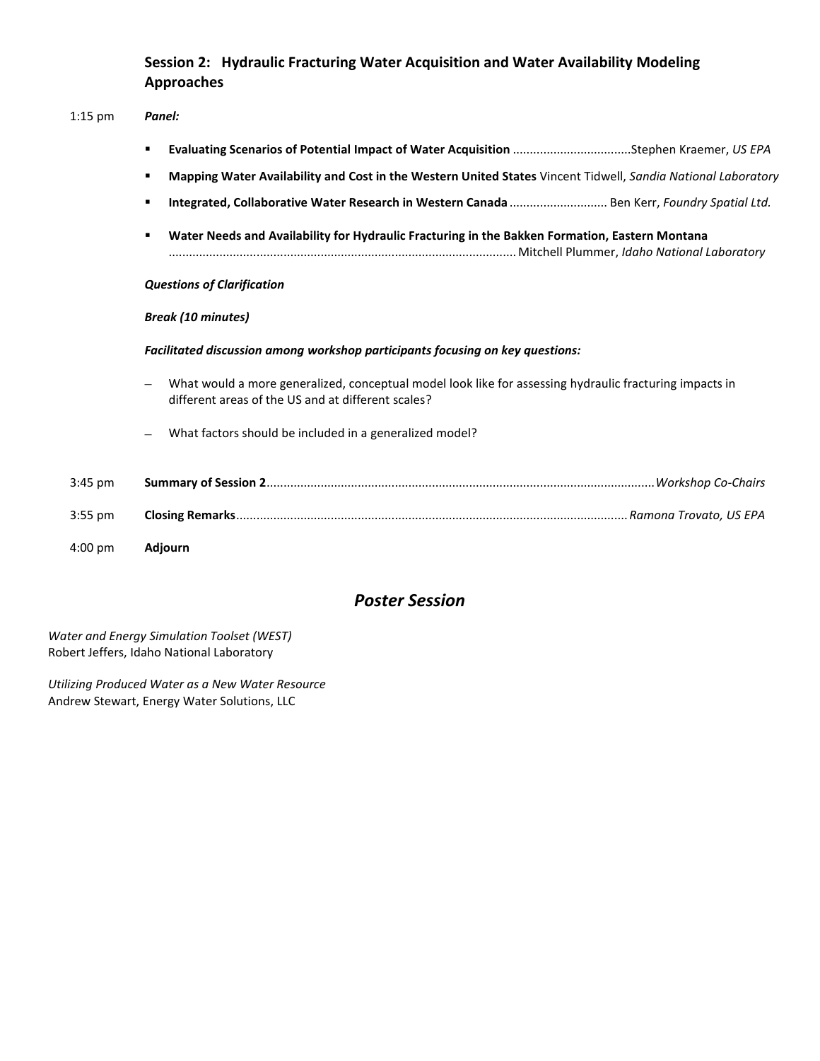### Session 2: Hydraulic Fracturing Water Acquisition and Water Availability Modeling Approaches

1:15 pm **_Panel:_**

- **Evaluating Scenarios of Potential Impact of Water Acquisition** ..................................Stephen Kraemer, *US EPA*
- **Mapping Water Availability and Cost in the Western United States** Vincent Tidwell, *Sandia National Laboratory*
- **Integrated, Collaborative Water Research in Western Canada** ............................ Ben Kerr, *Foundry Spatial Ltd.*
- **Water Needs and Availability for Hydraulic Fracturing in the Bakken Formation, Eastern Montana** ...................................................................................................... Mitchell Plummer, *Idaho National Laboratory*

**_Questions of Clarification_**

**_Break (10 minutes)_**

**_Facilitated discussion among workshop participants focusing on key questions:_**

- What would a more generalized, conceptual model look like for assessing hydraulic fracturing impacts in different areas of the US and at different scales?
- What factors should be included in a generalized model?

3:45 pm **Summary of Session 2**.................................................................................................................*Workshop Co-Chairs*

3:55 pm **Closing Remarks**..................................................................................................................*Ramona Trovato, US EPA*

4:00 pm **Adjourn**

## *Poster Session*

*Water and Energy Simulation Toolset (WEST)*
Robert Jeffers, Idaho National Laboratory

*Utilizing Produced Water as a New Water Resource*
Andrew Stewart, Energy Water Solutions, LLC